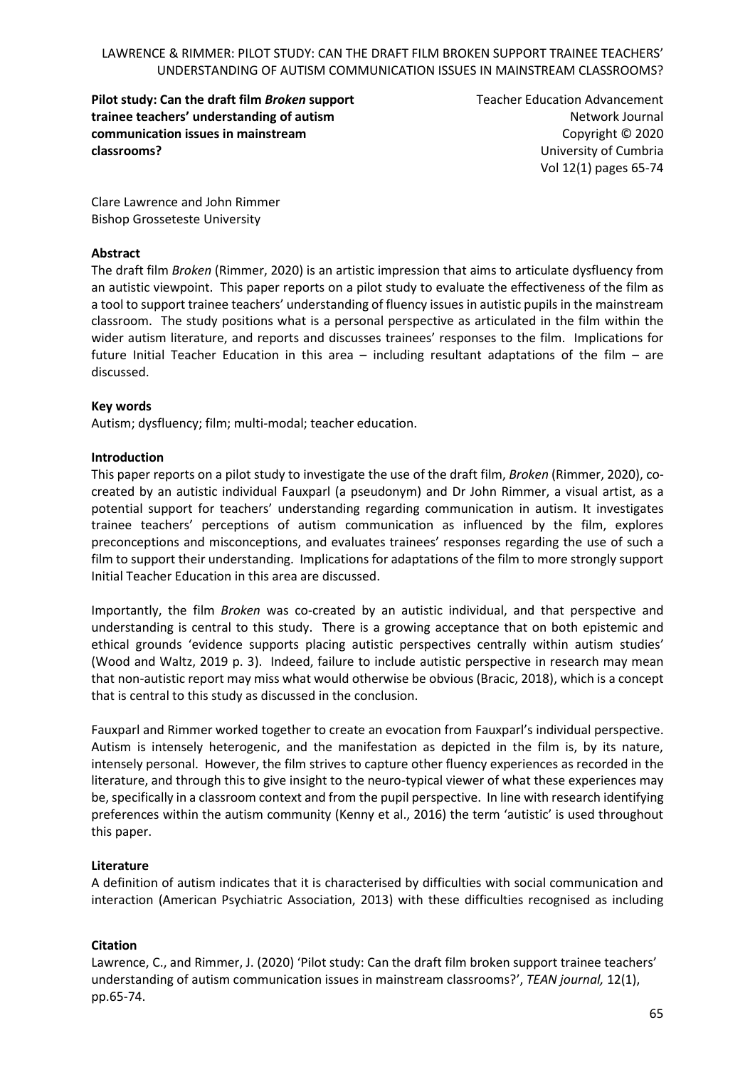**Pilot study: Can the draft film *Broken* support trainee teachers' understanding of autism communication issues in mainstream classrooms?**

Teacher Education Advancement Network Journal
Copyright © 2020
University of Cumbria
Vol 12(1) pages 65-74

Clare Lawrence and John Rimmer
Bishop Grosseteste University

## Abstract

The draft film *Broken* (Rimmer, 2020) is an artistic impression that aims to articulate dysfluency from an autistic viewpoint. This paper reports on a pilot study to evaluate the effectiveness of the film as a tool to support trainee teachers' understanding of fluency issues in autistic pupils in the mainstream classroom. The study positions what is a personal perspective as articulated in the film within the wider autism literature, and reports and discusses trainees' responses to the film. Implications for future Initial Teacher Education in this area – including resultant adaptations of the film – are discussed.

## Key words

Autism; dysfluency; film; multi-modal; teacher education.

## Introduction

This paper reports on a pilot study to investigate the use of the draft film, *Broken* (Rimmer, 2020), co-created by an autistic individual Fauxparl (a pseudonym) and Dr John Rimmer, a visual artist, as a potential support for teachers' understanding regarding communication in autism. It investigates trainee teachers' perceptions of autism communication as influenced by the film, explores preconceptions and misconceptions, and evaluates trainees' responses regarding the use of such a film to support their understanding. Implications for adaptations of the film to more strongly support Initial Teacher Education in this area are discussed.

Importantly, the film *Broken* was co-created by an autistic individual, and that perspective and understanding is central to this study. There is a growing acceptance that on both epistemic and ethical grounds 'evidence supports placing autistic perspectives centrally within autism studies' (Wood and Waltz, 2019 p. 3). Indeed, failure to include autistic perspective in research may mean that non-autistic report may miss what would otherwise be obvious (Bracic, 2018), which is a concept that is central to this study as discussed in the conclusion.

Fauxparl and Rimmer worked together to create an evocation from Fauxparl's individual perspective. Autism is intensely heterogenic, and the manifestation as depicted in the film is, by its nature, intensely personal. However, the film strives to capture other fluency experiences as recorded in the literature, and through this to give insight to the neuro-typical viewer of what these experiences may be, specifically in a classroom context and from the pupil perspective. In line with research identifying preferences within the autism community (Kenny et al., 2016) the term 'autistic' is used throughout this paper.

## Literature

A definition of autism indicates that it is characterised by difficulties with social communication and interaction (American Psychiatric Association, 2013) with these difficulties recognised as including

## Citation

Lawrence, C., and Rimmer, J. (2020) 'Pilot study: Can the draft film broken support trainee teachers' understanding of autism communication issues in mainstream classrooms?', *TEAN journal,* 12(1), pp.65-74.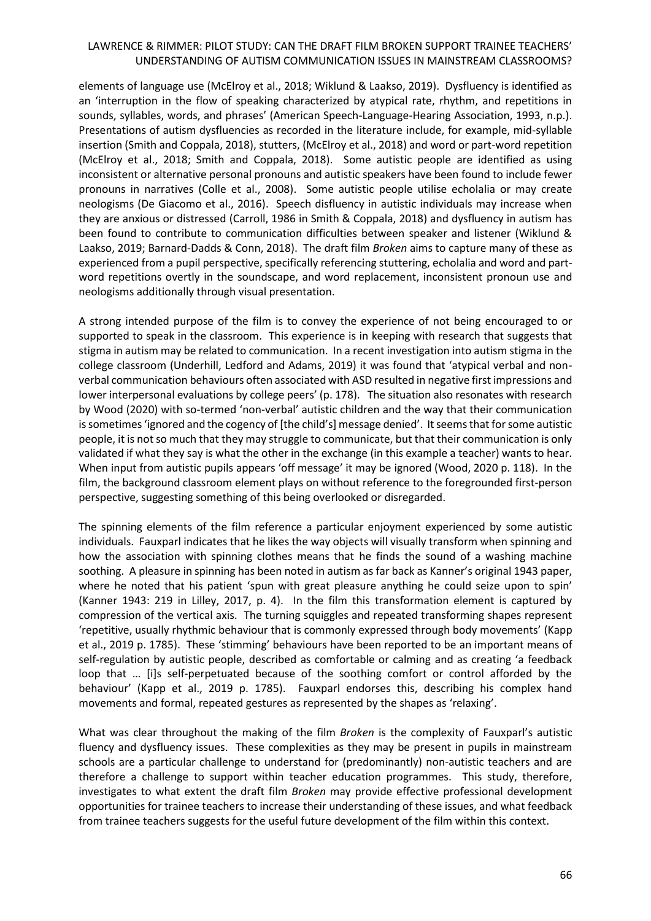elements of language use (McElroy et al., 2018; Wiklund & Laakso, 2019). Dysfluency is identified as an 'interruption in the flow of speaking characterized by atypical rate, rhythm, and repetitions in sounds, syllables, words, and phrases' (American Speech-Language-Hearing Association, 1993, n.p.). Presentations of autism dysfluencies as recorded in the literature include, for example, mid-syllable insertion (Smith and Coppala, 2018), stutters, (McElroy et al., 2018) and word or part-word repetition (McElroy et al., 2018; Smith and Coppala, 2018). Some autistic people are identified as using inconsistent or alternative personal pronouns and autistic speakers have been found to include fewer pronouns in narratives (Colle et al., 2008). Some autistic people utilise echolalia or may create neologisms (De Giacomo et al., 2016). Speech disfluency in autistic individuals may increase when they are anxious or distressed (Carroll, 1986 in Smith & Coppala, 2018) and dysfluency in autism has been found to contribute to communication difficulties between speaker and listener (Wiklund & Laakso, 2019; Barnard-Dadds & Conn, 2018). The draft film *Broken* aims to capture many of these as experienced from a pupil perspective, specifically referencing stuttering, echolalia and word and part-word repetitions overtly in the soundscape, and word replacement, inconsistent pronoun use and neologisms additionally through visual presentation.

A strong intended purpose of the film is to convey the experience of not being encouraged to or supported to speak in the classroom. This experience is in keeping with research that suggests that stigma in autism may be related to communication. In a recent investigation into autism stigma in the college classroom (Underhill, Ledford and Adams, 2019) it was found that 'atypical verbal and non-verbal communication behaviours often associated with ASD resulted in negative first impressions and lower interpersonal evaluations by college peers' (p. 178). The situation also resonates with research by Wood (2020) with so-termed 'non-verbal' autistic children and the way that their communication is sometimes 'ignored and the cogency of [the child's] message denied'. It seems that for some autistic people, it is not so much that they may struggle to communicate, but that their communication is only validated if what they say is what the other in the exchange (in this example a teacher) wants to hear. When input from autistic pupils appears 'off message' it may be ignored (Wood, 2020 p. 118). In the film, the background classroom element plays on without reference to the foregrounded first-person perspective, suggesting something of this being overlooked or disregarded.

The spinning elements of the film reference a particular enjoyment experienced by some autistic individuals. Fauxparl indicates that he likes the way objects will visually transform when spinning and how the association with spinning clothes means that he finds the sound of a washing machine soothing. A pleasure in spinning has been noted in autism as far back as Kanner's original 1943 paper, where he noted that his patient 'spun with great pleasure anything he could seize upon to spin' (Kanner 1943: 219 in Lilley, 2017, p. 4). In the film this transformation element is captured by compression of the vertical axis. The turning squiggles and repeated transforming shapes represent 'repetitive, usually rhythmic behaviour that is commonly expressed through body movements' (Kapp et al., 2019 p. 1785). These 'stimming' behaviours have been reported to be an important means of self-regulation by autistic people, described as comfortable or calming and as creating 'a feedback loop that … [i]s self-perpetuated because of the soothing comfort or control afforded by the behaviour' (Kapp et al., 2019 p. 1785). Fauxparl endorses this, describing his complex hand movements and formal, repeated gestures as represented by the shapes as 'relaxing'.

What was clear throughout the making of the film *Broken* is the complexity of Fauxparl's autistic fluency and dysfluency issues. These complexities as they may be present in pupils in mainstream schools are a particular challenge to understand for (predominantly) non-autistic teachers and are therefore a challenge to support within teacher education programmes. This study, therefore, investigates to what extent the draft film *Broken* may provide effective professional development opportunities for trainee teachers to increase their understanding of these issues, and what feedback from trainee teachers suggests for the useful future development of the film within this context.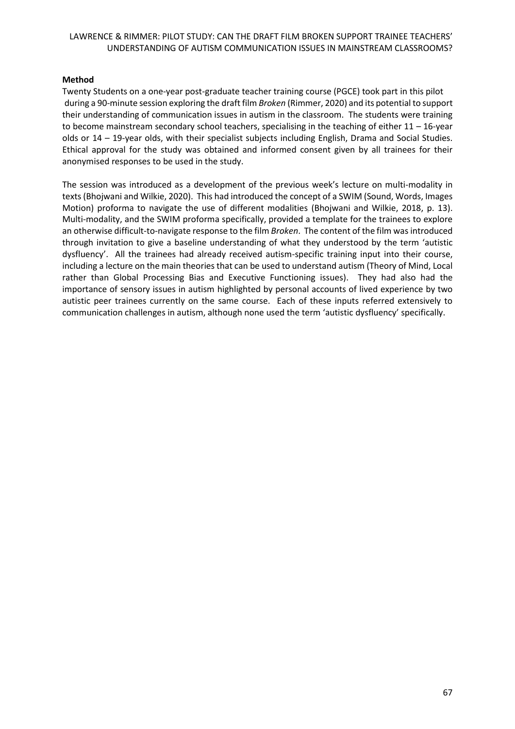**Method**

Twenty Students on a one-year post-graduate teacher training course (PGCE) took part in this pilot during a 90-minute session exploring the draft film *Broken* (Rimmer, 2020) and its potential to support their understanding of communication issues in autism in the classroom. The students were training to become mainstream secondary school teachers, specialising in the teaching of either 11 – 16-year olds or 14 – 19-year olds, with their specialist subjects including English, Drama and Social Studies. Ethical approval for the study was obtained and informed consent given by all trainees for their anonymised responses to be used in the study.

The session was introduced as a development of the previous week's lecture on multi-modality in texts (Bhojwani and Wilkie, 2020). This had introduced the concept of a SWIM (Sound, Words, Images Motion) proforma to navigate the use of different modalities (Bhojwani and Wilkie, 2018, p. 13). Multi-modality, and the SWIM proforma specifically, provided a template for the trainees to explore an otherwise difficult-to-navigate response to the film *Broken*. The content of the film was introduced through invitation to give a baseline understanding of what they understood by the term 'autistic dysfluency'. All the trainees had already received autism-specific training input into their course, including a lecture on the main theories that can be used to understand autism (Theory of Mind, Local rather than Global Processing Bias and Executive Functioning issues). They had also had the importance of sensory issues in autism highlighted by personal accounts of lived experience by two autistic peer trainees currently on the same course. Each of these inputs referred extensively to communication challenges in autism, although none used the term 'autistic dysfluency' specifically.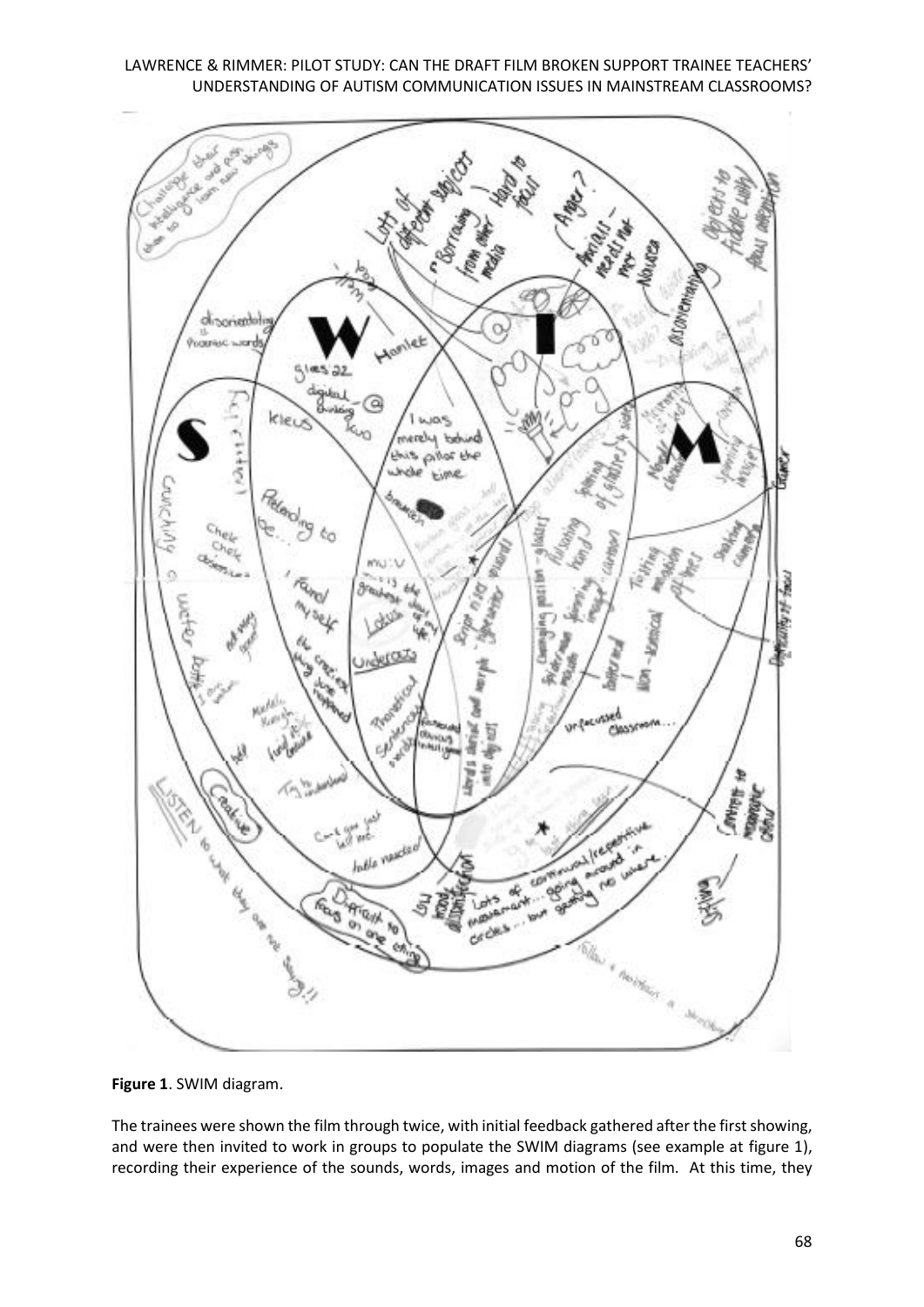**Figure 1**. SWIM diagram.

The trainees were shown the film through twice, with initial feedback gathered after the first showing, and were then invited to work in groups to populate the SWIM diagrams (see example at figure 1), recording their experience of the sounds, words, images and motion of the film. At this time, they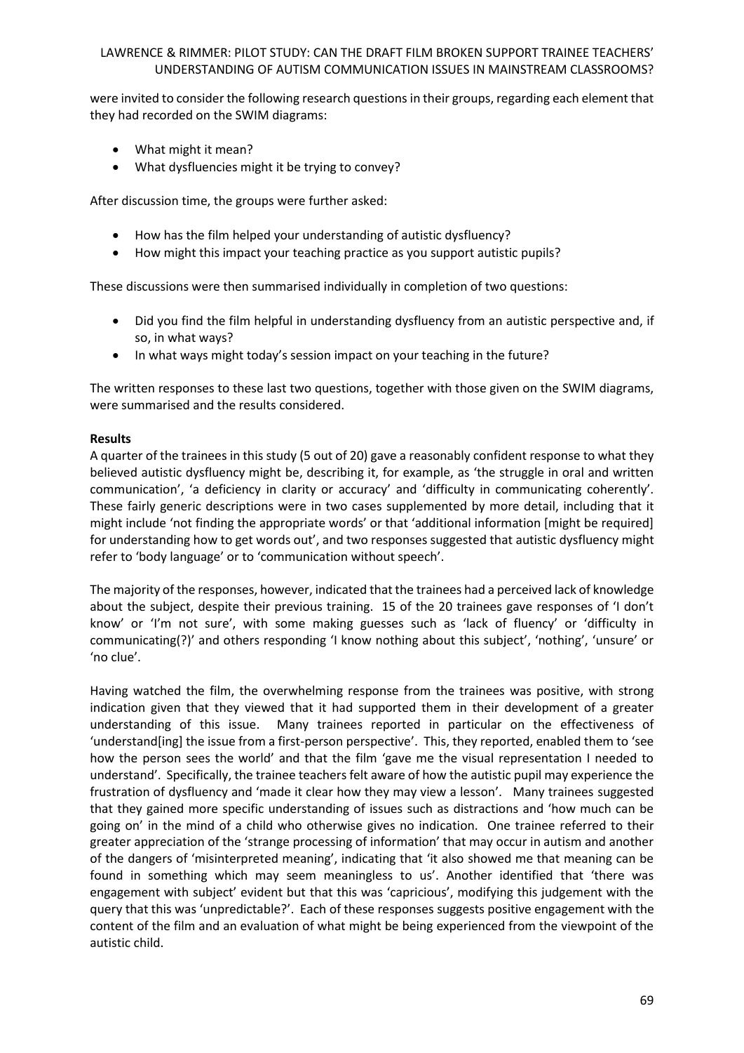were invited to consider the following research questions in their groups, regarding each element that they had recorded on the SWIM diagrams:

- What might it mean?
- What dysfluencies might it be trying to convey?

After discussion time, the groups were further asked:

- How has the film helped your understanding of autistic dysfluency?
- How might this impact your teaching practice as you support autistic pupils?

These discussions were then summarised individually in completion of two questions:

- Did you find the film helpful in understanding dysfluency from an autistic perspective and, if so, in what ways?
- In what ways might today's session impact on your teaching in the future?

The written responses to these last two questions, together with those given on the SWIM diagrams, were summarised and the results considered.

**Results**

A quarter of the trainees in this study (5 out of 20) gave a reasonably confident response to what they believed autistic dysfluency might be, describing it, for example, as 'the struggle in oral and written communication', 'a deficiency in clarity or accuracy' and 'difficulty in communicating coherently'. These fairly generic descriptions were in two cases supplemented by more detail, including that it might include 'not finding the appropriate words' or that 'additional information [might be required] for understanding how to get words out', and two responses suggested that autistic dysfluency might refer to 'body language' or to 'communication without speech'.

The majority of the responses, however, indicated that the trainees had a perceived lack of knowledge about the subject, despite their previous training. 15 of the 20 trainees gave responses of 'I don't know' or 'I'm not sure', with some making guesses such as 'lack of fluency' or 'difficulty in communicating(?)' and others responding 'I know nothing about this subject', 'nothing', 'unsure' or 'no clue'.

Having watched the film, the overwhelming response from the trainees was positive, with strong indication given that they viewed that it had supported them in their development of a greater understanding of this issue. Many trainees reported in particular on the effectiveness of 'understand[ing] the issue from a first-person perspective'. This, they reported, enabled them to 'see how the person sees the world' and that the film 'gave me the visual representation I needed to understand'. Specifically, the trainee teachers felt aware of how the autistic pupil may experience the frustration of dysfluency and 'made it clear how they may view a lesson'. Many trainees suggested that they gained more specific understanding of issues such as distractions and 'how much can be going on' in the mind of a child who otherwise gives no indication. One trainee referred to their greater appreciation of the 'strange processing of information' that may occur in autism and another of the dangers of 'misinterpreted meaning', indicating that 'it also showed me that meaning can be found in something which may seem meaningless to us'. Another identified that 'there was engagement with subject' evident but that this was 'capricious', modifying this judgement with the query that this was 'unpredictable?'. Each of these responses suggests positive engagement with the content of the film and an evaluation of what might be being experienced from the viewpoint of the autistic child.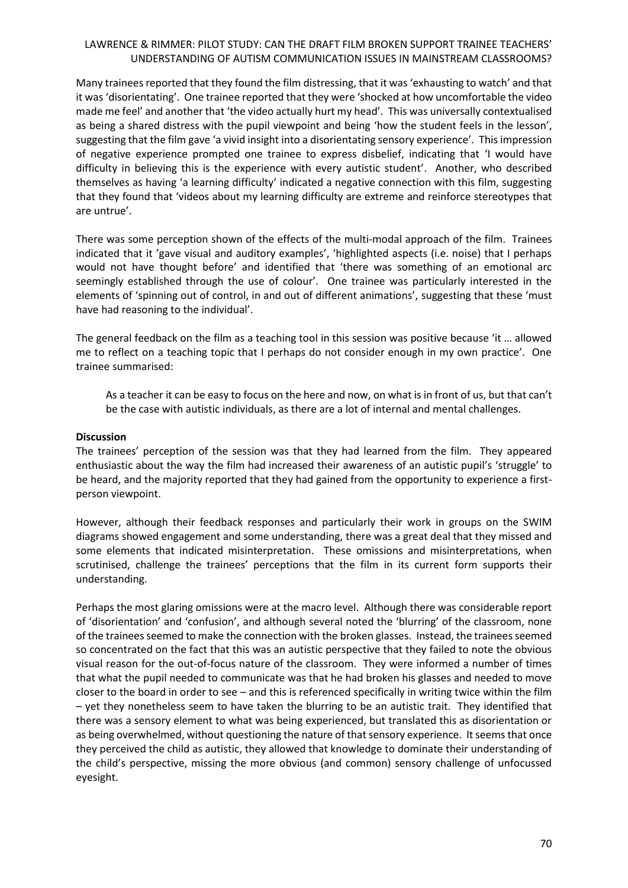Many trainees reported that they found the film distressing, that it was 'exhausting to watch' and that it was 'disorientating'. One trainee reported that they were 'shocked at how uncomfortable the video made me feel' and another that 'the video actually hurt my head'. This was universally contextualised as being a shared distress with the pupil viewpoint and being 'how the student feels in the lesson', suggesting that the film gave 'a vivid insight into a disorientating sensory experience'. This impression of negative experience prompted one trainee to express disbelief, indicating that 'I would have difficulty in believing this is the experience with every autistic student'. Another, who described themselves as having 'a learning difficulty' indicated a negative connection with this film, suggesting that they found that 'videos about my learning difficulty are extreme and reinforce stereotypes that are untrue'.

There was some perception shown of the effects of the multi-modal approach of the film. Trainees indicated that it 'gave visual and auditory examples', 'highlighted aspects (i.e. noise) that I perhaps would not have thought before' and identified that 'there was something of an emotional arc seemingly established through the use of colour'. One trainee was particularly interested in the elements of 'spinning out of control, in and out of different animations', suggesting that these 'must have had reasoning to the individual'.

The general feedback on the film as a teaching tool in this session was positive because 'it … allowed me to reflect on a teaching topic that I perhaps do not consider enough in my own practice'. One trainee summarised:

> As a teacher it can be easy to focus on the here and now, on what is in front of us, but that can't be the case with autistic individuals, as there are a lot of internal and mental challenges.

**Discussion**

The trainees' perception of the session was that they had learned from the film. They appeared enthusiastic about the way the film had increased their awareness of an autistic pupil's 'struggle' to be heard, and the majority reported that they had gained from the opportunity to experience a first-person viewpoint.

However, although their feedback responses and particularly their work in groups on the SWIM diagrams showed engagement and some understanding, there was a great deal that they missed and some elements that indicated misinterpretation. These omissions and misinterpretations, when scrutinised, challenge the trainees' perceptions that the film in its current form supports their understanding.

Perhaps the most glaring omissions were at the macro level. Although there was considerable report of 'disorientation' and 'confusion', and although several noted the 'blurring' of the classroom, none of the trainees seemed to make the connection with the broken glasses. Instead, the trainees seemed so concentrated on the fact that this was an autistic perspective that they failed to note the obvious visual reason for the out-of-focus nature of the classroom. They were informed a number of times that what the pupil needed to communicate was that he had broken his glasses and needed to move closer to the board in order to see – and this is referenced specifically in writing twice within the film – yet they nonetheless seem to have taken the blurring to be an autistic trait. They identified that there was a sensory element to what was being experienced, but translated this as disorientation or as being overwhelmed, without questioning the nature of that sensory experience. It seems that once they perceived the child as autistic, they allowed that knowledge to dominate their understanding of the child's perspective, missing the more obvious (and common) sensory challenge of unfocussed eyesight.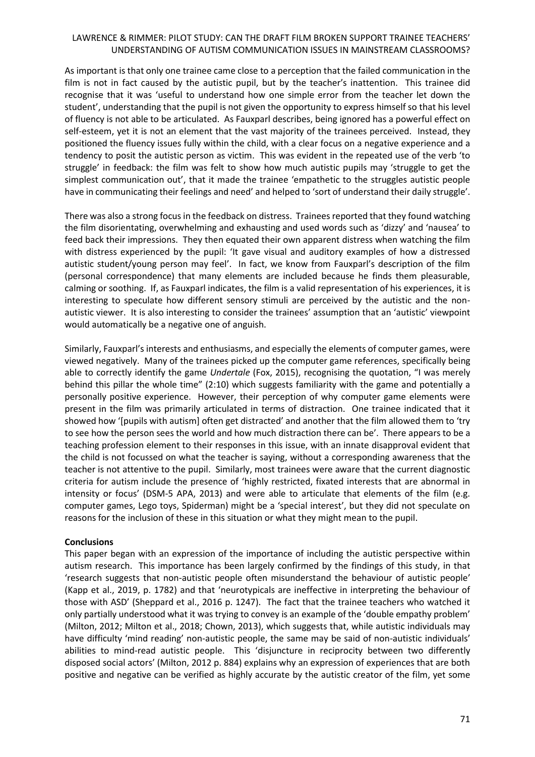As important is that only one trainee came close to a perception that the failed communication in the film is not in fact caused by the autistic pupil, but by the teacher's inattention. This trainee did recognise that it was 'useful to understand how one simple error from the teacher let down the student', understanding that the pupil is not given the opportunity to express himself so that his level of fluency is not able to be articulated. As Fauxparl describes, being ignored has a powerful effect on self-esteem, yet it is not an element that the vast majority of the trainees perceived. Instead, they positioned the fluency issues fully within the child, with a clear focus on a negative experience and a tendency to posit the autistic person as victim. This was evident in the repeated use of the verb 'to struggle' in feedback: the film was felt to show how much autistic pupils may 'struggle to get the simplest communication out', that it made the trainee 'empathetic to the struggles autistic people have in communicating their feelings and need' and helped to 'sort of understand their daily struggle'.

There was also a strong focus in the feedback on distress. Trainees reported that they found watching the film disorientating, overwhelming and exhausting and used words such as 'dizzy' and 'nausea' to feed back their impressions. They then equated their own apparent distress when watching the film with distress experienced by the pupil: 'It gave visual and auditory examples of how a distressed autistic student/young person may feel'. In fact, we know from Fauxparl's description of the film (personal correspondence) that many elements are included because he finds them pleasurable, calming or soothing. If, as Fauxparl indicates, the film is a valid representation of his experiences, it is interesting to speculate how different sensory stimuli are perceived by the autistic and the non-autistic viewer. It is also interesting to consider the trainees' assumption that an 'autistic' viewpoint would automatically be a negative one of anguish.

Similarly, Fauxparl's interests and enthusiasms, and especially the elements of computer games, were viewed negatively. Many of the trainees picked up the computer game references, specifically being able to correctly identify the game *Undertale* (Fox, 2015), recognising the quotation, "I was merely behind this pillar the whole time" (2:10) which suggests familiarity with the game and potentially a personally positive experience. However, their perception of why computer game elements were present in the film was primarily articulated in terms of distraction. One trainee indicated that it showed how '[pupils with autism] often get distracted' and another that the film allowed them to 'try to see how the person sees the world and how much distraction there can be'. There appears to be a teaching profession element to their responses in this issue, with an innate disapproval evident that the child is not focussed on what the teacher is saying, without a corresponding awareness that the teacher is not attentive to the pupil. Similarly, most trainees were aware that the current diagnostic criteria for autism include the presence of 'highly restricted, fixated interests that are abnormal in intensity or focus' (DSM-5 APA, 2013) and were able to articulate that elements of the film (e.g. computer games, Lego toys, Spiderman) might be a 'special interest', but they did not speculate on reasons for the inclusion of these in this situation or what they might mean to the pupil.

**Conclusions**

This paper began with an expression of the importance of including the autistic perspective within autism research. This importance has been largely confirmed by the findings of this study, in that 'research suggests that non-autistic people often misunderstand the behaviour of autistic people' (Kapp et al., 2019, p. 1782) and that 'neurotypicals are ineffective in interpreting the behaviour of those with ASD' (Sheppard et al., 2016 p. 1247). The fact that the trainee teachers who watched it only partially understood what it was trying to convey is an example of the 'double empathy problem' (Milton, 2012; Milton et al., 2018; Chown, 2013), which suggests that, while autistic individuals may have difficulty 'mind reading' non-autistic people, the same may be said of non-autistic individuals' abilities to mind-read autistic people. This 'disjuncture in reciprocity between two differently disposed social actors' (Milton, 2012 p. 884) explains why an expression of experiences that are both positive and negative can be verified as highly accurate by the autistic creator of the film, yet some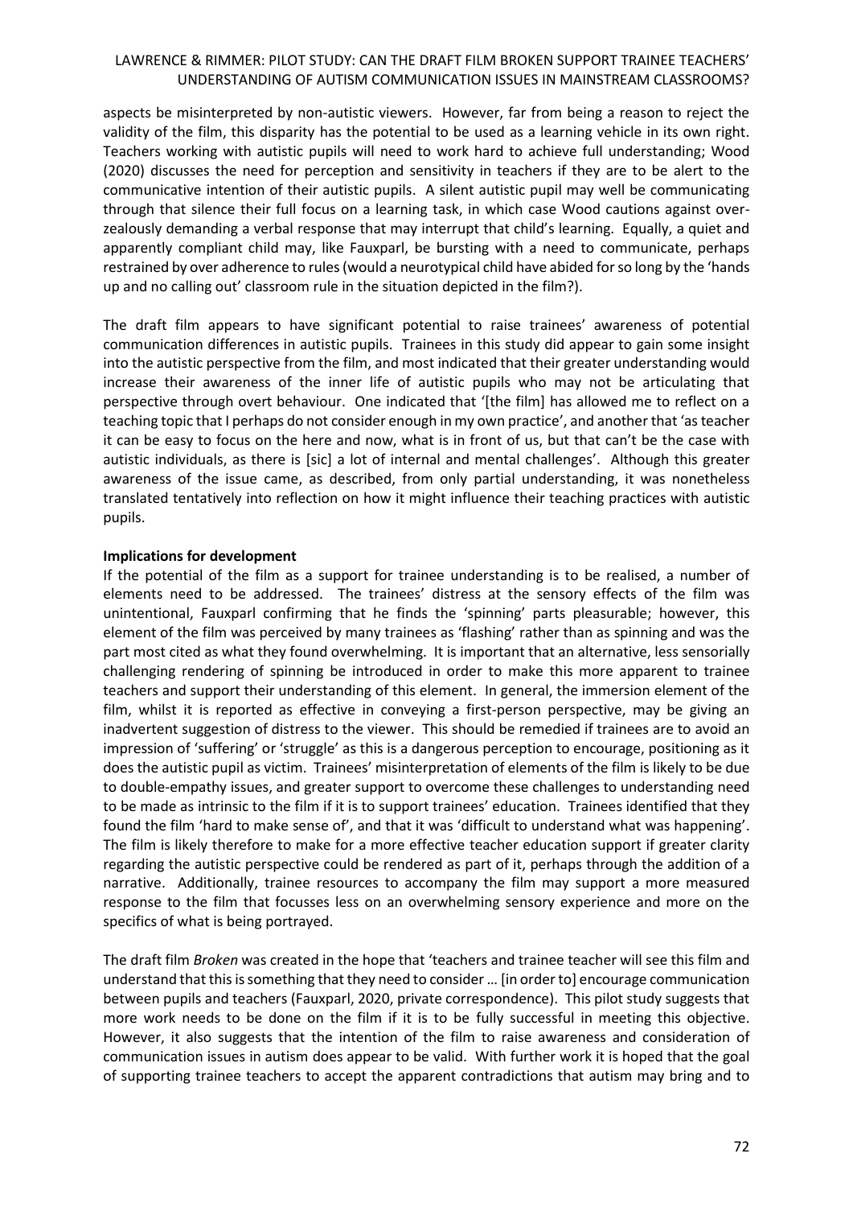aspects be misinterpreted by non-autistic viewers. However, far from being a reason to reject the validity of the film, this disparity has the potential to be used as a learning vehicle in its own right. Teachers working with autistic pupils will need to work hard to achieve full understanding; Wood (2020) discusses the need for perception and sensitivity in teachers if they are to be alert to the communicative intention of their autistic pupils. A silent autistic pupil may well be communicating through that silence their full focus on a learning task, in which case Wood cautions against over-zealously demanding a verbal response that may interrupt that child's learning. Equally, a quiet and apparently compliant child may, like Fauxparl, be bursting with a need to communicate, perhaps restrained by over adherence to rules (would a neurotypical child have abided for so long by the 'hands up and no calling out' classroom rule in the situation depicted in the film?).

The draft film appears to have significant potential to raise trainees' awareness of potential communication differences in autistic pupils. Trainees in this study did appear to gain some insight into the autistic perspective from the film, and most indicated that their greater understanding would increase their awareness of the inner life of autistic pupils who may not be articulating that perspective through overt behaviour. One indicated that '[the film] has allowed me to reflect on a teaching topic that I perhaps do not consider enough in my own practice', and another that 'as teacher it can be easy to focus on the here and now, what is in front of us, but that can't be the case with autistic individuals, as there is [sic] a lot of internal and mental challenges'. Although this greater awareness of the issue came, as described, from only partial understanding, it was nonetheless translated tentatively into reflection on how it might influence their teaching practices with autistic pupils.

**Implications for development**

If the potential of the film as a support for trainee understanding is to be realised, a number of elements need to be addressed. The trainees' distress at the sensory effects of the film was unintentional, Fauxparl confirming that he finds the 'spinning' parts pleasurable; however, this element of the film was perceived by many trainees as 'flashing' rather than as spinning and was the part most cited as what they found overwhelming. It is important that an alternative, less sensorially challenging rendering of spinning be introduced in order to make this more apparent to trainee teachers and support their understanding of this element. In general, the immersion element of the film, whilst it is reported as effective in conveying a first-person perspective, may be giving an inadvertent suggestion of distress to the viewer. This should be remedied if trainees are to avoid an impression of 'suffering' or 'struggle' as this is a dangerous perception to encourage, positioning as it does the autistic pupil as victim. Trainees' misinterpretation of elements of the film is likely to be due to double-empathy issues, and greater support to overcome these challenges to understanding need to be made as intrinsic to the film if it is to support trainees' education. Trainees identified that they found the film 'hard to make sense of', and that it was 'difficult to understand what was happening'. The film is likely therefore to make for a more effective teacher education support if greater clarity regarding the autistic perspective could be rendered as part of it, perhaps through the addition of a narrative. Additionally, trainee resources to accompany the film may support a more measured response to the film that focusses less on an overwhelming sensory experience and more on the specifics of what is being portrayed.

The draft film *Broken* was created in the hope that 'teachers and trainee teacher will see this film and understand that this is something that they need to consider … [in order to] encourage communication between pupils and teachers (Fauxparl, 2020, private correspondence). This pilot study suggests that more work needs to be done on the film if it is to be fully successful in meeting this objective. However, it also suggests that the intention of the film to raise awareness and consideration of communication issues in autism does appear to be valid. With further work it is hoped that the goal of supporting trainee teachers to accept the apparent contradictions that autism may bring and to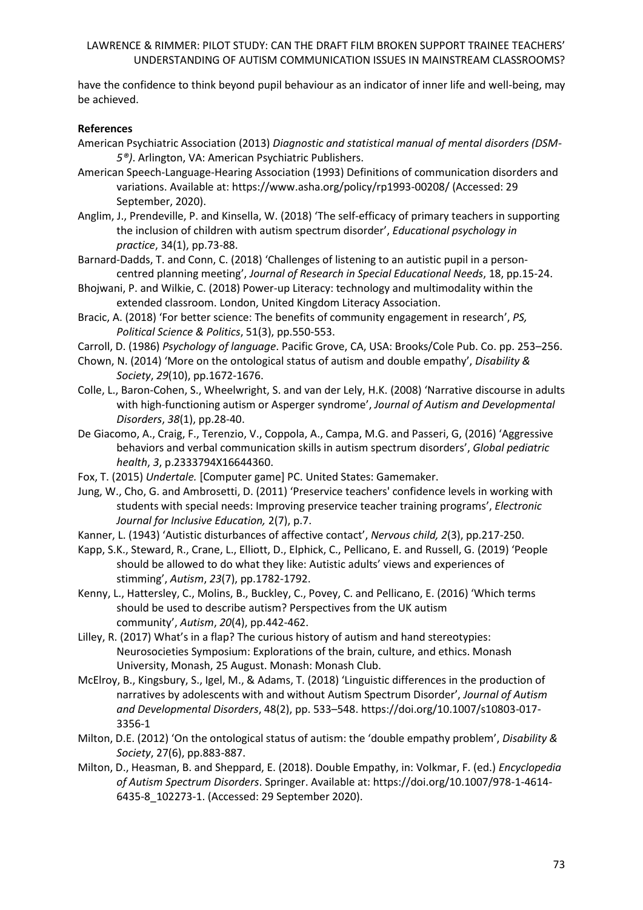have the confidence to think beyond pupil behaviour as an indicator of inner life and well-being, may be achieved.

**References**

American Psychiatric Association (2013) *Diagnostic and statistical manual of mental disorders (DSM-5®)*. Arlington, VA: American Psychiatric Publishers.

American Speech-Language-Hearing Association (1993) Definitions of communication disorders and variations. Available at: https://www.asha.org/policy/rp1993-00208/ (Accessed: 29 September, 2020).

Anglim, J., Prendeville, P. and Kinsella, W. (2018) 'The self-efficacy of primary teachers in supporting the inclusion of children with autism spectrum disorder', *Educational psychology in practice*, 34(1), pp.73-88.

Barnard-Dadds, T. and Conn, C. (2018) 'Challenges of listening to an autistic pupil in a person-centred planning meeting', *Journal of Research in Special Educational Needs*, 18, pp.15-24.

Bhojwani, P. and Wilkie, C. (2018) Power-up Literacy: technology and multimodality within the extended classroom. London, United Kingdom Literacy Association.

Bracic, A. (2018) 'For better science: The benefits of community engagement in research', *PS, Political Science & Politics*, 51(3), pp.550-553.

Carroll, D. (1986) *Psychology of language*. Pacific Grove, CA, USA: Brooks/Cole Pub. Co. pp. 253–256.

Chown, N. (2014) 'More on the ontological status of autism and double empathy', *Disability & Society*, *29*(10), pp.1672-1676.

Colle, L., Baron-Cohen, S., Wheelwright, S. and van der Lely, H.K. (2008) 'Narrative discourse in adults with high-functioning autism or Asperger syndrome', *Journal of Autism and Developmental Disorders*, *38*(1), pp.28-40.

De Giacomo, A., Craig, F., Terenzio, V., Coppola, A., Campa, M.G. and Passeri, G, (2016) 'Aggressive behaviors and verbal communication skills in autism spectrum disorders', *Global pediatric health*, *3*, p.2333794X16644360.

Fox, T. (2015) *Undertale.* [Computer game] PC. United States: Gamemaker.

Jung, W., Cho, G. and Ambrosetti, D. (2011) 'Preservice teachers' confidence levels in working with students with special needs: Improving preservice teacher training programs', *Electronic Journal for Inclusive Education,* 2(7), p.7.

Kanner, L. (1943) 'Autistic disturbances of affective contact', *Nervous child, 2*(3), pp.217-250.

Kapp, S.K., Steward, R., Crane, L., Elliott, D., Elphick, C., Pellicano, E. and Russell, G. (2019) 'People should be allowed to do what they like: Autistic adults' views and experiences of stimming', *Autism*, *23*(7), pp.1782-1792.

Kenny, L., Hattersley, C., Molins, B., Buckley, C., Povey, C. and Pellicano, E. (2016) 'Which terms should be used to describe autism? Perspectives from the UK autism community', *Autism*, *20*(4), pp.442-462.

Lilley, R. (2017) What's in a flap? The curious history of autism and hand stereotypies: Neurosocieties Symposium: Explorations of the brain, culture, and ethics. Monash University, Monash, 25 August. Monash: Monash Club.

McElroy, B., Kingsbury, S., Igel, M., & Adams, T. (2018) 'Linguistic differences in the production of narratives by adolescents with and without Autism Spectrum Disorder', *Journal of Autism and Developmental Disorders*, 48(2), pp. 533–548. https://doi.org/10.1007/s10803-017-3356-1

Milton, D.E. (2012) 'On the ontological status of autism: the 'double empathy problem', *Disability & Society*, 27(6), pp.883-887.

Milton, D., Heasman, B. and Sheppard, E. (2018). Double Empathy, in: Volkmar, F. (ed.) *Encyclopedia of Autism Spectrum Disorders*. Springer. Available at: https://doi.org/10.1007/978-1-4614-6435-8_102273-1. (Accessed: 29 September 2020).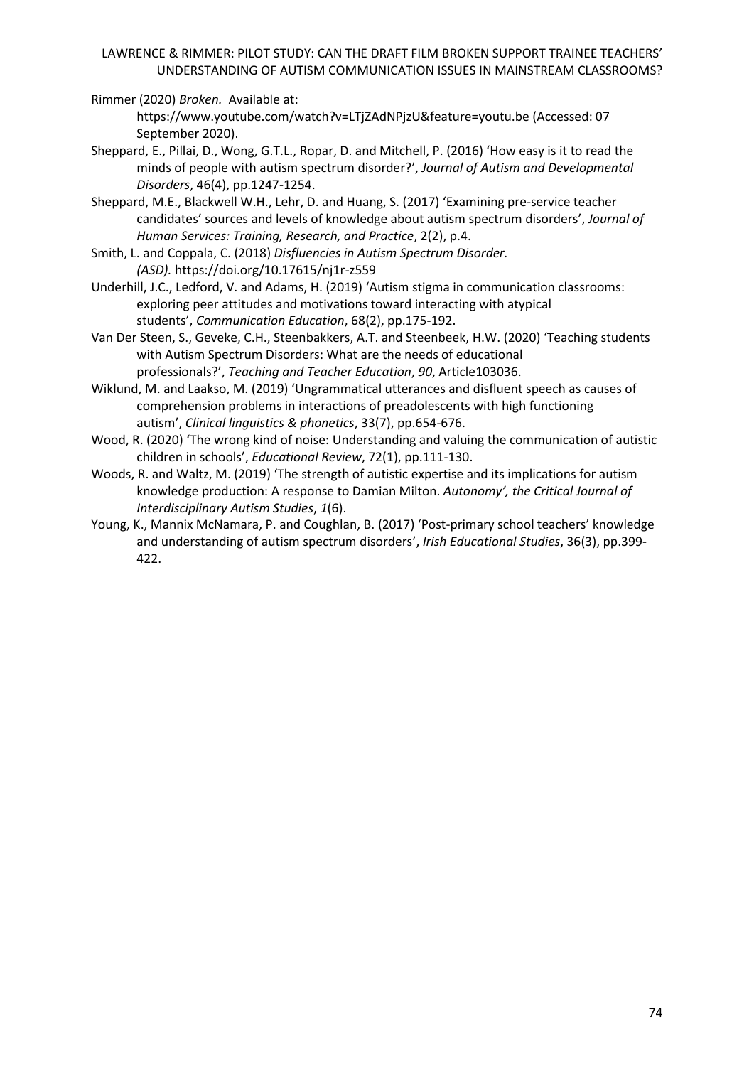Rimmer (2020) *Broken.* Available at: https://www.youtube.com/watch?v=LTjZAdNPjzU&feature=youtu.be (Accessed: 07 September 2020).

Sheppard, E., Pillai, D., Wong, G.T.L., Ropar, D. and Mitchell, P. (2016) 'How easy is it to read the minds of people with autism spectrum disorder?', *Journal of Autism and Developmental Disorders*, 46(4), pp.1247-1254.

Sheppard, M.E., Blackwell W.H., Lehr, D. and Huang, S. (2017) 'Examining pre-service teacher candidates' sources and levels of knowledge about autism spectrum disorders', *Journal of Human Services: Training, Research, and Practice*, 2(2), p.4.

Smith, L. and Coppala, C. (2018) *Disfluencies in Autism Spectrum Disorder. (ASD).* https://doi.org/10.17615/nj1r-z559

Underhill, J.C., Ledford, V. and Adams, H. (2019) 'Autism stigma in communication classrooms: exploring peer attitudes and motivations toward interacting with atypical students', *Communication Education*, 68(2), pp.175-192.

Van Der Steen, S., Geveke, C.H., Steenbakkers, A.T. and Steenbeek, H.W. (2020) 'Teaching students with Autism Spectrum Disorders: What are the needs of educational professionals?', *Teaching and Teacher Education*, *90*, Article103036.

Wiklund, M. and Laakso, M. (2019) 'Ungrammatical utterances and disfluent speech as causes of comprehension problems in interactions of preadolescents with high functioning autism', *Clinical linguistics & phonetics*, 33(7), pp.654-676.

Wood, R. (2020) 'The wrong kind of noise: Understanding and valuing the communication of autistic children in schools', *Educational Review*, 72(1), pp.111-130.

Woods, R. and Waltz, M. (2019) 'The strength of autistic expertise and its implications for autism knowledge production: A response to Damian Milton. *Autonomy', the Critical Journal of Interdisciplinary Autism Studies*, *1*(6).

Young, K., Mannix McNamara, P. and Coughlan, B. (2017) 'Post-primary school teachers' knowledge and understanding of autism spectrum disorders', *Irish Educational Studies*, 36(3), pp.399-422.